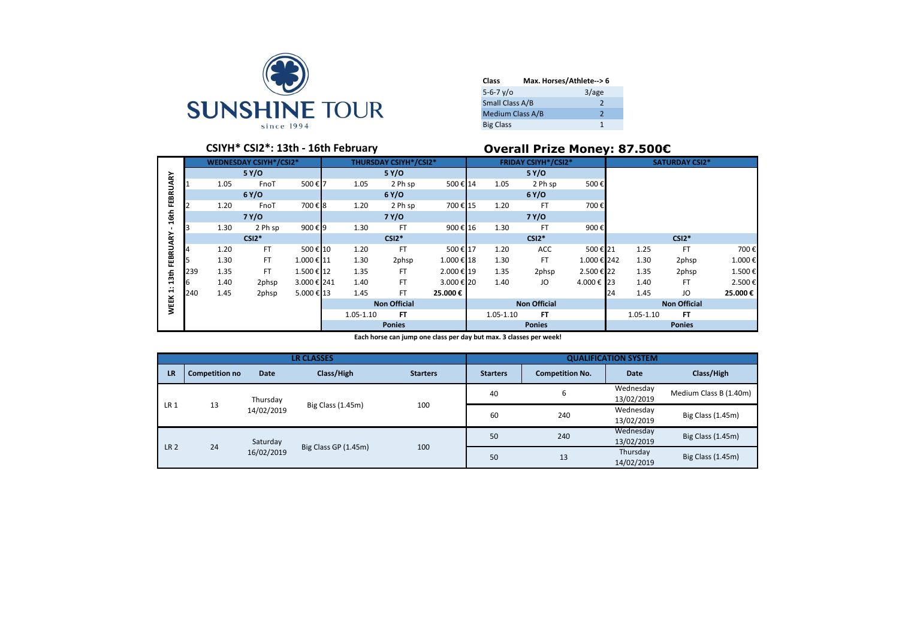# SUNSHINE TOUR

since 1994

| Class | Max. Horses/Athlete--> 6 |
|---|---|
| 5-6-7 y/o | 3/age |
| Small Class A/B | 2 |
| Medium Class A/B | 2 |
| Big Class | 1 |

## CSIYH* CSI2*: 13th - 16th February

## Overall Prize Money: 87.500€

| WEEK 1: 13th FEBRUARY - 16th FEBRUARY | WEDNESDAY CSIYH*/CSI2* | | | | THURSDAY CSIYH*/CSI2* | | | | FRIDAY CSIYH*/CSI2* | | | | SATURDAY CSI2* | | | |
|---|---|---|---|---|---|---|---|---|---|---|---|---|---|---|---|---|
| | 5 Y/O | | | | 5 Y/O | | | | 5 Y/O | | | | | | | |
| | 1 | 1.05 | FnoT | 500 € | 7 | 1.05 | 2 Ph sp | 500 € | 14 | 1.05 | 2 Ph sp | 500 € | | | | |
| | 6 Y/O | | | | 6 Y/O | | | | 6 Y/O | | | | | | | |
| | 2 | 1.20 | FnoT | 700 € | 8 | 1.20 | 2 Ph sp | 700 € | 15 | 1.20 | FT | 700 € | | | | |
| | 7 Y/O | | | | 7 Y/O | | | | 7 Y/O | | | | | | | |
| | 3 | 1.30 | 2 Ph sp | 900 € | 9 | 1.30 | FT | 900 € | 16 | 1.30 | FT | 900 € | | | | |
| | CSI2* | | | | CSI2* | | | | CSI2* | | | | CSI2* | | | |
| | 4 | 1.20 | FT | 500 € | 10 | 1.20 | FT | 500 € | 17 | 1.20 | ACC | 500 € | 21 | 1.25 | FT | 700 € |
| | 5 | 1.30 | FT | 1.000 € | 11 | 1.30 | 2phsp | 1.000 € | 18 | 1.30 | FT | 1.000 € | 242 | 1.30 | 2phsp | 1.000 € |
| | 239 | 1.35 | FT | 1.500 € | 12 | 1.35 | FT | 2.000 € | 19 | 1.35 | 2phsp | 2.500 € | 22 | 1.35 | 2phsp | 1.500 € |
| | 6 | 1.40 | 2phsp | 3.000 € | 241 | 1.40 | FT | 3.000 € | 20 | 1.40 | JO | 4.000 € | 23 | 1.40 | FT | 2.500 € |
| | 240 | 1.45 | 2phsp | 5.000 € | 13 | 1.45 | FT | 25.000 € | | | | | 24 | 1.45 | JO | 25.000 € |
| | | | | | Non Official | | | | Non Official | | | | Non Official | | | |
| | | | | | | 1.05-1.10 | FT | | | 1.05-1.10 | FT | | | 1.05-1.10 | FT | |
| | | | | | Ponies | | | | Ponies | | | | Ponies | | | |

**Each horse can jump one class per day but max. 3 classes per week!**

| LR CLASSES | | | | | QUALIFICATION SYSTEM | | | |
|---|---|---|---|---|---|---|---|---|
| LR | Competition no | Date | Class/High | Starters | Starters | Competition No. | Date | Class/High |
| LR 1 | 13 | Thursday 14/02/2019 | Big Class (1.45m) | 100 | 40 | 6 | Wednesday 13/02/2019 | Medium Class B (1.40m) |
| | | | | | 60 | 240 | Wednesday 13/02/2019 | Big Class (1.45m) |
| LR 2 | 24 | Saturday 16/02/2019 | Big Class GP (1.45m) | 100 | 50 | 240 | Wednesday 13/02/2019 | Big Class (1.45m) |
| | | | | | 50 | 13 | Thursday 14/02/2019 | Big Class (1.45m) |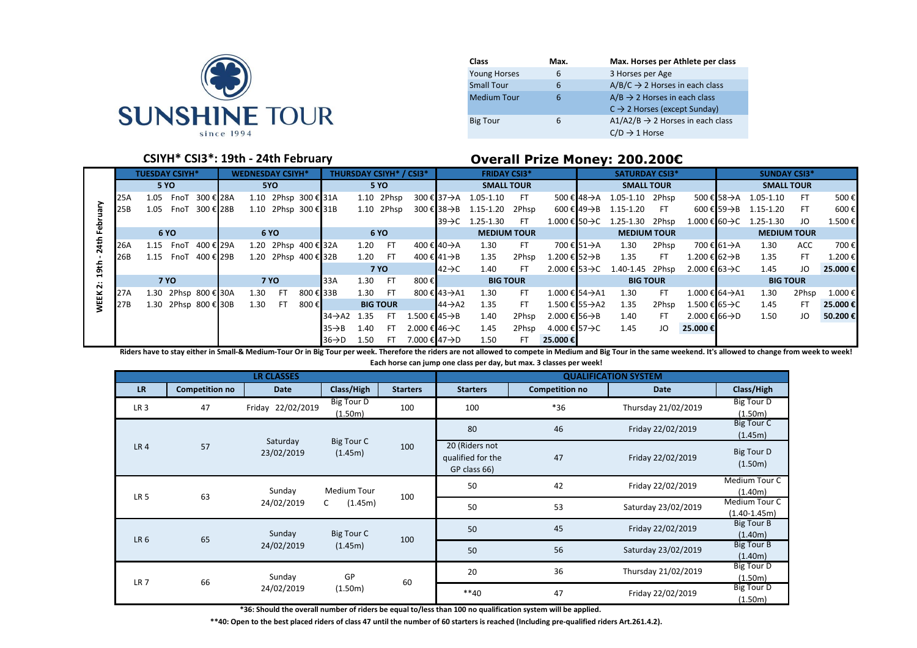SUNSHINE TOUR

since 1994

| Class | Max. | Max. Horses per Athlete per class |
|---|---|---|
| Young Horses | 6 | 3 Horses per Age |
| Small Tour | 6 | A/B/C → 2 Horses in each class |
| Medium Tour | 6 | A/B → 2 Horses in each class<br>C → 2 Horses (except Sunday) |
| Big Tour | 6 | A1/A2/B → 2 Horses in each class<br>C/D → 1 Horse |

## CSIYH* CSI3*: 19th - 24th February

## Overall Prize Money: 200.200€

**WEEK 2: 19th - 24th February**

| TUESDAY CSIYH* | | | | WEDNESDAY CSIYH* | | | | THURSDAY CSIYH* / CSI3* | | | | FRIDAY CSI3* | | | | SATURDAY CSI3* | | | | SUNDAY CSI3* | | | |
|---|---|---|---|---|---|---|---|---|---|---|---|---|---|---|---|---|---|---|---|---|---|---|---|
| 5 YO | | | | 5YO | | | | 5 YO | | | | SMALL TOUR | | | | SMALL TOUR | | | | SMALL TOUR | | | |
| 25A | 1.05 | FnoT | 300 € | 28A | 1.10 | 2Phsp | 300 € | 31A | 1.10 | 2Phsp | 300 € | 37→A | 1.05-1.10 | FT | 500 € | 48→A | 1.05-1.10 | 2Phsp | 500 € | 58→A | 1.05-1.10 | FT | 500 € |
| 25B | 1.05 | FnoT | 300 € | 28B | 1.10 | 2Phsp | 300 € | 31B | 1.10 | 2Phsp | 300 € | 38→B | 1.15-1.20 | 2Phsp | 600 € | 49→B | 1.15-1.20 | FT | 600 € | 59→B | 1.15-1.20 | FT | 600 € |
| | | | | | | | | | | | | 39→C | 1.25-1.30 | FT | 1.000 € | 50→C | 1.25-1.30 | 2Phsp | 1.000 € | 60→C | 1.25-1.30 | JO | 1.500 € |
| 6 YO | | | | 6 YO | | | | 6 YO | | | | MEDIUM TOUR | | | | MEDIUM TOUR | | | | MEDIUM TOUR | | | |
| 26A | 1.15 | FnoT | 400 € | 29A | 1.20 | 2Phsp | 400 € | 32A | 1.20 | FT | 400 € | 40→A | 1.30 | FT | 700 € | 51→A | 1.30 | 2Phsp | 700 € | 61→A | 1.30 | ACC | 700 € |
| 26B | 1.15 | FnoT | 400 € | 29B | 1.20 | 2Phsp | 400 € | 32B | 1.20 | FT | 400 € | 41→B | 1.35 | 2Phsp | 1.200 € | 52→B | 1.35 | FT | 1.200 € | 62→B | 1.35 | FT | 1.200 € |
| | | | | | | | | 7 YO | | | | 42→C | 1.40 | FT | 2.000 € | 53→C | 1.40-1.45 | 2Phsp | 2.000 € | 63→C | 1.45 | JO | **25.000 €** |
| 7 YO | | | | 7 YO | | | | 33A | 1.30 | FT | 800 € | BIG TOUR | | | | BIG TOUR | | | | BIG TOUR | | | |
| 27A | 1.30 | 2Phsp | 800 € | 30A | 1.30 | FT | 800 € | 33B | 1.30 | FT | 800 € | 43→A1 | 1.30 | FT | 1.000 € | 54→A1 | 1.30 | FT | 1.000 € | 64→A1 | 1.30 | 2Phsp | 1.000 € |
| 27B | 1.30 | 2Phsp | 800 € | 30B | 1.30 | FT | 800 € | BIG TOUR | | | | 44→A2 | 1.35 | FT | 1.500 € | 55→A2 | 1.35 | 2Phsp | 1.500 € | 65→C | 1.45 | FT | **25.000 €** |
| | | | | | | | | 34→A2 | 1.35 | FT | 1.500 € | 45→B | 1.40 | 2Phsp | 2.000 € | 56→B | 1.40 | FT | 2.000 € | 66→D | 1.50 | JO | **50.200 €** |
| | | | | | | | | 35→B | 1.40 | FT | 2.000 € | 46→C | 1.45 | 2Phsp | 4.000 € | 57→C | 1.45 | JO | **25.000 €** | | | | |
| | | | | | | | | 36→D | 1.50 | FT | 7.000 € | 47→D | 1.50 | FT | **25.000 €** | | | | | | | | |

**Riders have to stay either in Small-& Medium-Tour Or in Big Tour per week. Therefore the riders are not allowed to compete in Medium and Big Tour in the same weekend. It's allowed to change from week to week!**

**Each horse can jump one class per day, but max. 3 classes per week!**

| LR CLASSES | | | | | QUALIFICATION SYSTEM | | | |
|---|---|---|---|---|---|---|---|---|
| LR | Competition no | Date | Class/High | Starters | Starters | Competition no | Date | Class/High |
| LR 3 | 47 | Friday 22/02/2019 | Big Tour D (1.50m) | 100 | 100 | *36 | Thursday 21/02/2019 | Big Tour D (1.50m) |
| LR 4 | 57 | Saturday 23/02/2019 | Big Tour C (1.45m) | 100 | 80 | 46 | Friday 22/02/2019 | Big Tour C (1.45m) |
| | | | | | 20 (Riders not qualified for the GP class 66) | 47 | Friday 22/02/2019 | Big Tour D (1.50m) |
| LR 5 | 63 | Sunday 24/02/2019 | Medium Tour C (1.45m) | 100 | 50 | 42 | Friday 22/02/2019 | Medium Tour C (1.40m) |
| | | | | | 50 | 53 | Saturday 23/02/2019 | Medium Tour C (1.40-1.45m) |
| LR 6 | 65 | Sunday 24/02/2019 | Big Tour C (1.45m) | 100 | 50 | 45 | Friday 22/02/2019 | Big Tour B (1.40m) |
| | | | | | 50 | 56 | Saturday 23/02/2019 | Big Tour B (1.40m) |
| LR 7 | 66 | Sunday 24/02/2019 | GP (1.50m) | 60 | 20 | 36 | Thursday 21/02/2019 | Big Tour D (1.50m) |
| | | | | | **40 | 47 | Friday 22/02/2019 | Big Tour D (1.50m) |

**\*36: Should the overall number of riders be equal to/less than 100 no qualification system will be applied.**

**\*\*40: Open to the best placed riders of class 47 until the number of 60 starters is reached (Including pre-qualified riders Art.261.4.2).**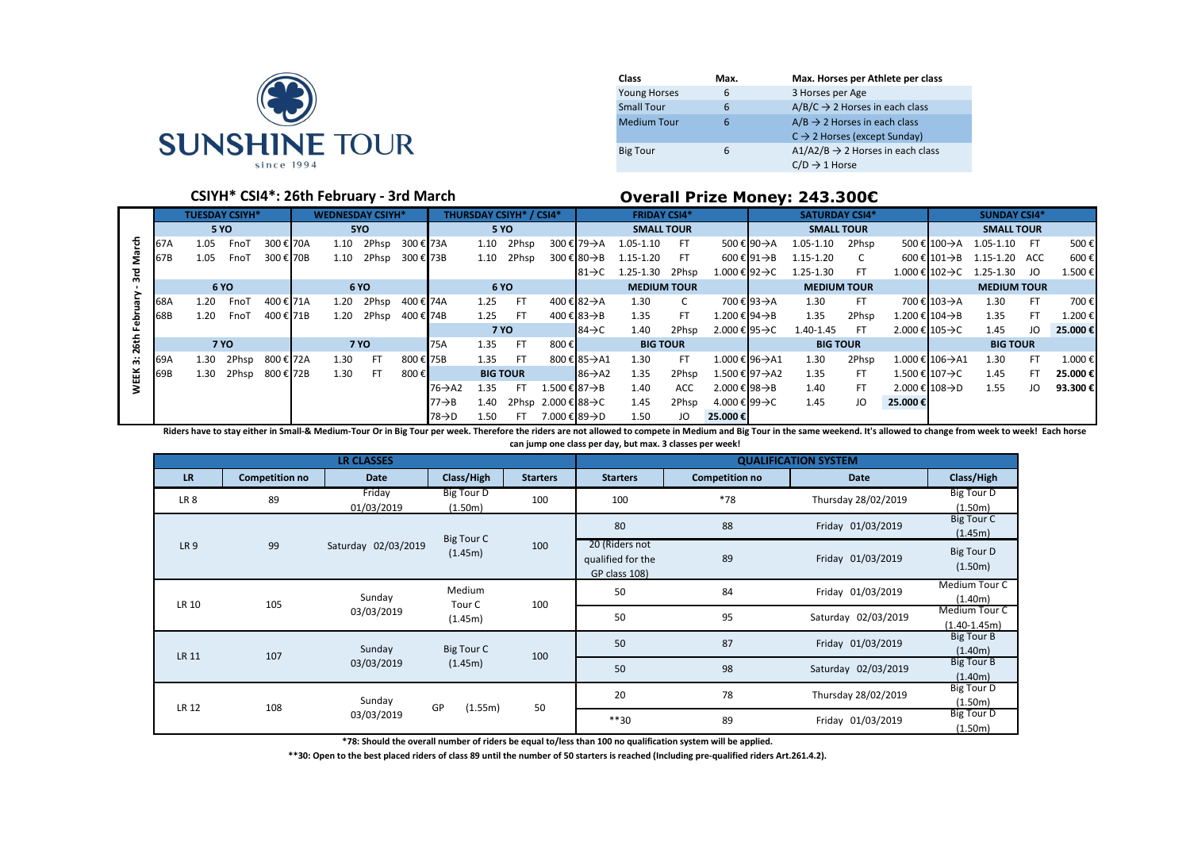**SUNSHINE TOUR**
since 1994

| Class | Max. | Max. Horses per Athlete per class |
|---|---|---|
| Young Horses | 6 | 3 Horses per Age |
| Small Tour | 6 | A/B/C → 2 Horses in each class |
| Medium Tour | 6 | A/B → 2 Horses in each class<br>C → 2 Horses (except Sunday) |
| Big Tour | 6 | A1/A2/B → 2 Horses in each class<br>C/D → 1 Horse |

## CSIYH* CSI4*: 26th February - 3rd March

## Overall Prize Money: 243.300€

**WEEK 3: 26th February - 3rd March**

| TUESDAY CSIYH* | | | | WEDNESDAY CSIYH* | | | | THURSDAY CSIYH* / CSI4* | | | | FRIDAY CSI4* | | | | SATURDAY CSI4* | | | | SUNDAY CSI4* | | | |
|---|---|---|---|---|---|---|---|---|---|---|---|---|---|---|---|---|---|---|---|---|---|---|---|
| 5 YO | | | | 5YO | | | | 5 YO | | | | SMALL TOUR | | | | SMALL TOUR | | | | SMALL TOUR | | | |
| 67A | 1.05 | FnoT | 300 € | 70A | 1.10 | 2Phsp | 300 € | 73A | 1.10 | 2Phsp | 300 € | 79→A | 1.05-1.10 | FT | 500 € | 90→A | 1.05-1.10 | 2Phsp | 500 € | 100→A | 1.05-1.10 | FT | 500 € |
| 67B | 1.05 | FnoT | 300 € | 70B | 1.10 | 2Phsp | 300 € | 73B | 1.10 | 2Phsp | 300 € | 80→B | 1.15-1.20 | FT | 600 € | 91→B | 1.15-1.20 | C | 600 € | 101→B | 1.15-1.20 | ACC | 600 € |
| | | | | | | | | | | | | 81→C | 1.25-1.30 | 2Phsp | 1.000 € | 92→C | 1.25-1.30 | FT | 1.000 € | 102→C | 1.25-1.30 | JO | 1.500 € |
| 6 YO | | | | 6 YO | | | | 6 YO | | | | MEDIUM TOUR | | | | MEDIUM TOUR | | | | MEDIUM TOUR | | | |
| 68A | 1.20 | FnoT | 400 € | 71A | 1.20 | 2Phsp | 400 € | 74A | 1.25 | FT | 400 € | 82→A | 1.30 | C | 700 € | 93→A | 1.30 | FT | 700 € | 103→A | 1.30 | FT | 700 € |
| 68B | 1.20 | FnoT | 400 € | 71B | 1.20 | 2Phsp | 400 € | 74B | 1.25 | FT | 400 € | 83→B | 1.35 | FT | 1.200 € | 94→B | 1.35 | 2Phsp | 1.200 € | 104→B | 1.35 | FT | 1.200 € |
| | | | | | | | | 7 YO | | | | 84→C | 1.40 | 2Phsp | 2.000 € | 95→C | 1.40-1.45 | FT | 2.000 € | 105→C | 1.45 | JO | 25.000 € |
| 7 YO | | | | 7 YO | | | | 75A | 1.35 | FT | 800 € | BIG TOUR | | | | BIG TOUR | | | | BIG TOUR | | | |
| 69A | 1.30 | 2Phsp | 800 € | 72A | 1.30 | FT | 800 € | 75B | 1.35 | FT | 800 € | 85→A1 | 1.30 | FT | 1.000 € | 96→A1 | 1.30 | 2Phsp | 1.000 € | 106→A1 | 1.30 | FT | 1.000 € |
| 69B | 1.30 | 2Phsp | 800 € | 72B | 1.30 | FT | 800 € | BIG TOUR | | | | 86→A2 | 1.35 | 2Phsp | 1.500 € | 97→A2 | 1.35 | FT | 1.500 € | 107→C | 1.45 | FT | 25.000 € |
| | | | | | | | | 76→A2 | 1.35 | FT | 1.500 € | 87→B | 1.40 | ACC | 2.000 € | 98→B | 1.40 | FT | 2.000 € | 108→D | 1.55 | JO | 93.300 € |
| | | | | | | | | 77→B | 1.40 | 2Phsp | 2.000 € | 88→C | 1.45 | 2Phsp | 4.000 € | 99→C | 1.45 | JO | 25.000 € | | | | |
| | | | | | | | | 78→D | 1.50 | FT | 7.000 € | 89→D | 1.50 | JO | 25.000 € | | | | | | | | |

**Riders have to stay either in Small-& Medium-Tour Or in Big Tour per week. Therefore the riders are not allowed to compete in Medium and Big Tour in the same weekend. It's allowed to change from week to week! Each horse can jump one class per day, but max. 3 classes per week!**

| LR CLASSES | | | | | QUALIFICATION SYSTEM | | | |
|---|---|---|---|---|---|---|---|---|
| LR | Competition no | Date | Class/High | Starters | Starters | Competition no | Date | Class/High |
| LR 8 | 89 | Friday 01/03/2019 | Big Tour D (1.50m) | 100 | 100 | *78 | Thursday 28/02/2019 | Big Tour D (1.50m) |
| LR 9 | 99 | Saturday 02/03/2019 | Big Tour C (1.45m) | 100 | 80 | 88 | Friday 01/03/2019 | Big Tour C (1.45m) |
| | | | | | 20 (Riders not qualified for the GP class 108) | 89 | Friday 01/03/2019 | Big Tour D (1.50m) |
| LR 10 | 105 | Sunday 03/03/2019 | Medium Tour C (1.45m) | 100 | 50 | 84 | Friday 01/03/2019 | Medium Tour C (1.40m) |
| | | | | | 50 | 95 | Saturday 02/03/2019 | Medium Tour C (1.40-1.45m) |
| LR 11 | 107 | Sunday 03/03/2019 | Big Tour C (1.45m) | 100 | 50 | 87 | Friday 01/03/2019 | Big Tour B (1.40m) |
| | | | | | 50 | 98 | Saturday 02/03/2019 | Big Tour B (1.40m) |
| LR 12 | 108 | Sunday 03/03/2019 | GP (1.55m) | 50 | 20 | 78 | Thursday 28/02/2019 | Big Tour D (1.50m) |
| | | | | | **30 | 89 | Friday 01/03/2019 | Big Tour D (1.50m) |

**\*78: Should the overall number of riders be equal to/less than 100 no qualification system will be applied.**

**\*\*30: Open to the best placed riders of class 89 until the number of 50 starters is reached (Including pre-qualified riders Art.261.4.2).**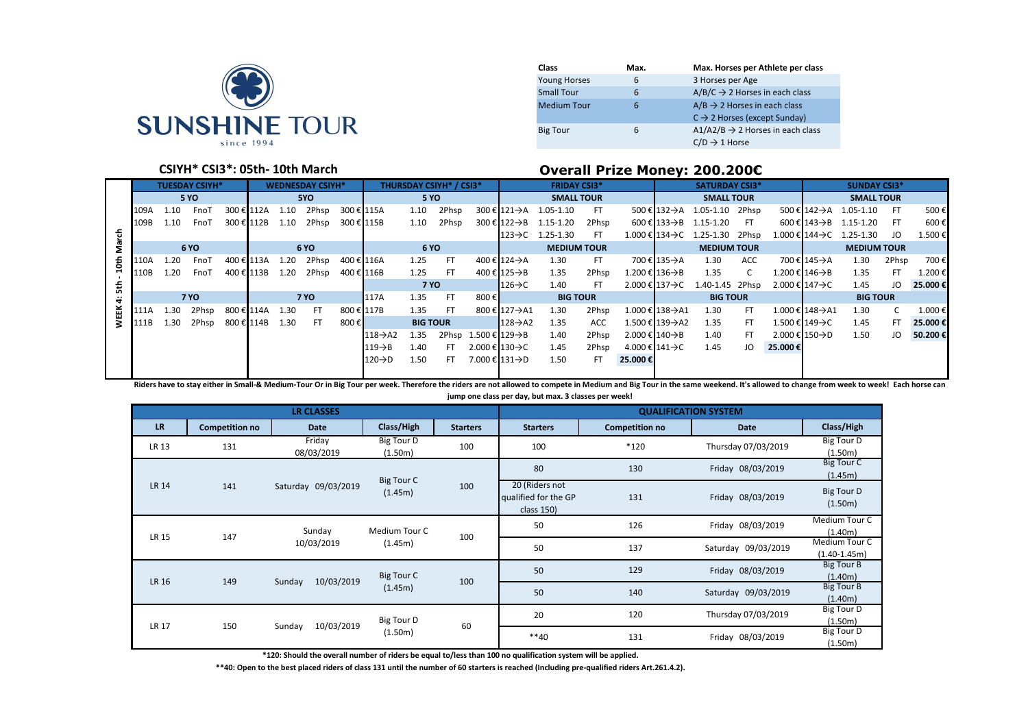SUNSHINE TOUR

since 1994

| Class | Max. | Max. Horses per Athlete per class |
|---|---|---|
| Young Horses | 6 | 3 Horses per Age |
| Small Tour | 6 | A/B/C → 2 Horses in each class |
| Medium Tour | 6 | A/B → 2 Horses in each class<br>C → 2 Horses (except Sunday) |
| Big Tour | 6 | A1/A2/B → 2 Horses in each class<br>C/D → 1 Horse |

## CSIYH* CSI3*: 05th- 10th March

## Overall Prize Money: 200.200€

WEEK 4: 5th - 10th March

| TUESDAY CSIYH* | | | | WEDNESDAY CSIYH* | | | | THURSDAY CSIYH* / CSI3* | | | | FRIDAY CSI3* | | | | SATURDAY CSI3* | | | | SUNDAY CSI3* | | | |
|---|---|---|---|---|---|---|---|---|---|---|---|---|---|---|---|---|---|---|---|---|---|---|---|
| 5 YO | | | | 5YO | | | | 5 YO | | | | SMALL TOUR | | | | SMALL TOUR | | | | SMALL TOUR | | | |
| 109A | 1.10 | FnoT | 300 € | 112A | 1.10 | 2Phsp | 300 € | 115A | 1.10 | 2Phsp | 300 € | 121→A | 1.05-1.10 | FT | 500 € | 132→A | 1.05-1.10 | 2Phsp | 500 € | 142→A | 1.05-1.10 | FT | 500 € |
| 109B | 1.10 | FnoT | 300 € | 112B | 1.10 | 2Phsp | 300 € | 115B | 1.10 | 2Phsp | 300 € | 122→B | 1.15-1.20 | 2Phsp | 600 € | 133→B | 1.15-1.20 | FT | 600 € | 143→B | 1.15-1.20 | FT | 600 € |
| | | | | | | | | | | | | 123→C | 1.25-1.30 | FT | 1.000 € | 134→C | 1.25-1.30 | 2Phsp | 1.000 € | 144→C | 1.25-1.30 | JO | 1.500 € |
| 6 YO | | | | 6 YO | | | | 6 YO | | | | MEDIUM TOUR | | | | MEDIUM TOUR | | | | MEDIUM TOUR | | | |
| 110A | 1.20 | FnoT | 400 € | 113A | 1.20 | 2Phsp | 400 € | 116A | 1.25 | FT | 400 € | 124→A | 1.30 | FT | 700 € | 135→A | 1.30 | ACC | 700 € | 145→A | 1.30 | 2Phsp | 700 € |
| 110B | 1.20 | FnoT | 400 € | 113B | 1.20 | 2Phsp | 400 € | 116B | 1.25 | FT | 400 € | 125→B | 1.35 | 2Phsp | 1.200 € | 136→B | 1.35 | C | 1.200 € | 146→B | 1.35 | FT | 1.200 € |
| | | | | | | | | 7 YO | | | | 126→C | 1.40 | FT | 2.000 € | 137→C | 1.40-1.45 | 2Phsp | 2.000 € | 147→C | 1.45 | JO | **25.000 €** |
| 7 YO | | | | 7 YO | | | | 117A | 1.35 | FT | 800 € | BIG TOUR | | | | BIG TOUR | | | | BIG TOUR | | | |
| 111A | 1.30 | 2Phsp | 800 € | 114A | 1.30 | FT | 800 € | 117B | 1.35 | FT | 800 € | 127→A1 | 1.30 | 2Phsp | 1.000 € | 138→A1 | 1.30 | FT | 1.000 € | 148→A1 | 1.30 | C | 1.000 € |
| 111B | 1.30 | 2Phsp | 800 € | 114B | 1.30 | FT | 800 € | BIG TOUR | | | | 128→A2 | 1.35 | ACC | 1.500 € | 139→A2 | 1.35 | FT | 1.500 € | 149→C | 1.45 | FT | **25.000 €** |
| | | | | | | | | 118→A2 | 1.35 | 2Phsp | 1.500 € | 129→B | 1.40 | 2Phsp | 2.000 € | 140→B | 1.40 | FT | 2.000 € | 150→D | 1.50 | JO | **50.200 €** |
| | | | | | | | | 119→B | 1.40 | FT | 2.000 € | 130→C | 1.45 | 2Phsp | 4.000 € | 141→C | 1.45 | JO | **25.000 €** | | | | |
| | | | | | | | | 120→D | 1.50 | FT | 7.000 € | 131→D | 1.50 | FT | **25.000 €** | | | | | | | | |

**Riders have to stay either in Small-& Medium-Tour Or in Big Tour per week. Therefore the riders are not allowed to compete in Medium and Big Tour in the same weekend. It's allowed to change from week to week! Each horse can jump one class per day, but max. 3 classes per week!**

| LR CLASSES | | | | | QUALIFICATION SYSTEM | | | |
|---|---|---|---|---|---|---|---|---|
| LR | Competition no | Date | Class/High | Starters | Starters | Competition no | Date | Class/High |
| LR 13 | 131 | Friday 08/03/2019 | Big Tour D (1.50m) | 100 | 100 | *120 | Thursday 07/03/2019 | Big Tour D (1.50m) |
| LR 14 | 141 | Saturday 09/03/2019 | Big Tour C (1.45m) | 100 | 80 | 130 | Friday 08/03/2019 | Big Tour C (1.45m) |
| | | | | | 20 (Riders not qualified for the GP class 150) | 131 | Friday 08/03/2019 | Big Tour D (1.50m) |
| LR 15 | 147 | Sunday 10/03/2019 | Medium Tour C (1.45m) | 100 | 50 | 126 | Friday 08/03/2019 | Medium Tour C (1.40m) |
| | | | | | 50 | 137 | Saturday 09/03/2019 | Medium Tour C (1.40-1.45m) |
| LR 16 | 149 | Sunday 10/03/2019 | Big Tour C (1.45m) | 100 | 50 | 129 | Friday 08/03/2019 | Big Tour B (1.40m) |
| | | | | | 50 | 140 | Saturday 09/03/2019 | Big Tour B (1.40m) |
| LR 17 | 150 | Sunday 10/03/2019 | Big Tour D (1.50m) | 60 | 20 | 120 | Thursday 07/03/2019 | Big Tour D (1.50m) |
| | | | | | **40 | 131 | Friday 08/03/2019 | Big Tour D (1.50m) |

**\*120: Should the overall number of riders be equal to/less than 100 no qualification system will be applied.**

**\*\*40: Open to the best placed riders of class 131 until the number of 60 starters is reached (Including pre-qualified riders Art.261.4.2).**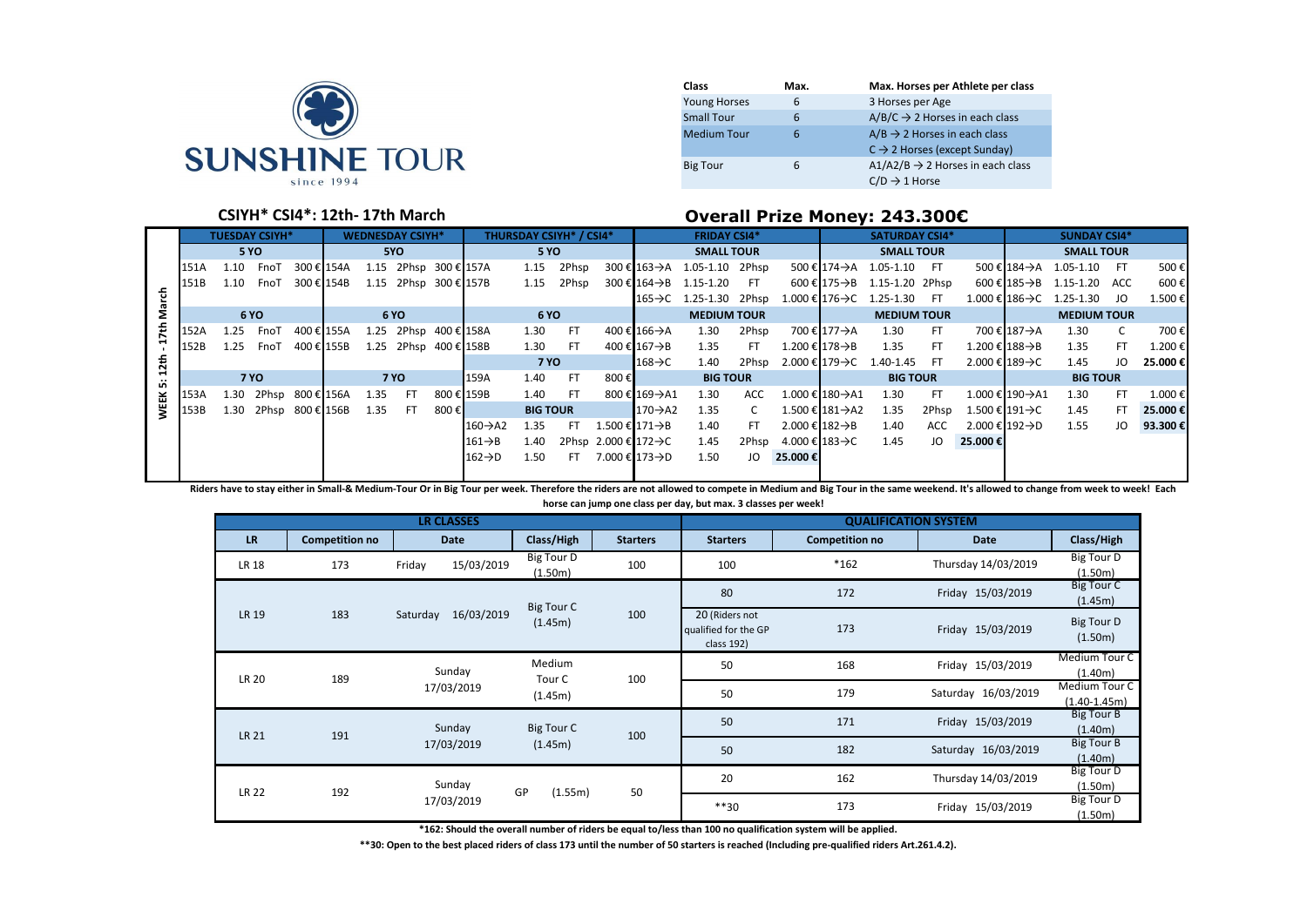**SUNSHINE TOUR**
since 1994

| Class | Max. | Max. Horses per Athlete per class |
|---|---|---|
| Young Horses | 6 | 3 Horses per Age |
| Small Tour | 6 | A/B/C → 2 Horses in each class |
| Medium Tour | 6 | A/B → 2 Horses in each class<br>C → 2 Horses (except Sunday) |
| Big Tour | 6 | A1/A2/B → 2 Horses in each class<br>C/D → 1 Horse |

## CSIYH* CSI4*: 12th- 17th March

## Overall Prize Money: 243.300€

**WEEK 5: 12th - 17th March**

| TUESDAY CSIYH* | | | | WEDNESDAY CSIYH* | | | | THURSDAY CSIYH* / CSI4* | | | | FRIDAY CSI4* | | | | SATURDAY CSI4* | | | | SUNDAY CSI4* | | | |
|---|---|---|---|---|---|---|---|---|---|---|---|---|---|---|---|---|---|---|---|---|---|---|---|
| 5 YO | | | | 5YO | | | | 5 YO | | | | SMALL TOUR | | | | SMALL TOUR | | | | SMALL TOUR | | | |
| 151A | 1.10 | FnoT | 300 € | 154A | 1.15 | 2Phsp | 300 € | 157A | 1.15 | 2Phsp | 300 € | 163→A | 1.05-1.10 | 2Phsp | 500 € | 174→A | 1.05-1.10 | FT | 500 € | 184→A | 1.05-1.10 | FT | 500 € |
| 151B | 1.10 | FnoT | 300 € | 154B | 1.15 | 2Phsp | 300 € | 157B | 1.15 | 2Phsp | 300 € | 164→B | 1.15-1.20 | FT | 600 € | 175→B | 1.15-1.20 | 2Phsp | 600 € | 185→B | 1.15-1.20 | ACC | 600 € |
| | | | | | | | | | | | | 165→C | 1.25-1.30 | 2Phsp | 1.000 € | 176→C | 1.25-1.30 | FT | 1.000 € | 186→C | 1.25-1.30 | JO | 1.500 € |
| 6 YO | | | | 6 YO | | | | 6 YO | | | | MEDIUM TOUR | | | | MEDIUM TOUR | | | | MEDIUM TOUR | | | |
| 152A | 1.25 | FnoT | 400 € | 155A | 1.25 | 2Phsp | 400 € | 158A | 1.30 | FT | 400 € | 166→A | 1.30 | 2Phsp | 700 € | 177→A | 1.30 | FT | 700 € | 187→A | 1.30 | C | 700 € |
| 152B | 1.25 | FnoT | 400 € | 155B | 1.25 | 2Phsp | 400 € | 158B | 1.30 | FT | 400 € | 167→B | 1.35 | FT | 1.200 € | 178→B | 1.35 | FT | 1.200 € | 188→B | 1.35 | FT | 1.200 € |
| | | | | | | | | 7 YO | | | | 168→C | 1.40 | 2Phsp | 2.000 € | 179→C | 1.40-1.45 | FT | 2.000 € | 189→C | 1.45 | JO | 25.000 € |
| 7 YO | | | | 7 YO | | | | 159A | 1.40 | FT | 800 € | BIG TOUR | | | | BIG TOUR | | | | BIG TOUR | | | |
| 153A | 1.30 | 2Phsp | 800 € | 156A | 1.35 | FT | 800 € | 159B | 1.40 | FT | 800 € | 169→A1 | 1.30 | ACC | 1.000 € | 180→A1 | 1.30 | FT | 1.000 € | 190→A1 | 1.30 | FT | 1.000 € |
| 153B | 1.30 | 2Phsp | 800 € | 156B | 1.35 | FT | 800 € | BIG TOUR | | | | 170→A2 | 1.35 | C | 1.500 € | 181→A2 | 1.35 | 2Phsp | 1.500 € | 191→C | 1.45 | FT | 25.000 € |
| | | | | | | | | 160→A2 | 1.35 | FT | 1.500 € | 171→B | 1.40 | FT | 2.000 € | 182→B | 1.40 | ACC | 2.000 € | 192→D | 1.55 | JO | 93.300 € |
| | | | | | | | | 161→B | 1.40 | 2Phsp | 2.000 € | 172→C | 1.45 | 2Phsp | 4.000 € | 183→C | 1.45 | JO | 25.000 € | | | | |
| | | | | | | | | 162→D | 1.50 | FT | 7.000 € | 173→D | 1.50 | JO | 25.000 € | | | | | | | | |

**Riders have to stay either in Small-& Medium-Tour Or in Big Tour per week. Therefore the riders are not allowed to compete in Medium and Big Tour in the same weekend. It's allowed to change from week to week! Each horse can jump one class per day, but max. 3 classes per week!**

| LR CLASSES | | | | | QUALIFICATION SYSTEM | | | |
|---|---|---|---|---|---|---|---|---|
| LR | Competition no | Date | Class/High | Starters | Starters | Competition no | Date | Class/High |
| LR 18 | 173 | Friday 15/03/2019 | Big Tour D (1.50m) | 100 | 100 | *162 | Thursday 14/03/2019 | Big Tour D (1.50m) |
| LR 19 | 183 | Saturday 16/03/2019 | Big Tour C (1.45m) | 100 | 80 | 172 | Friday 15/03/2019 | Big Tour C (1.45m) |
| | | | | | 20 (Riders not qualified for the GP class 192) | 173 | Friday 15/03/2019 | Big Tour D (1.50m) |
| LR 20 | 189 | Sunday 17/03/2019 | Medium Tour C (1.45m) | 100 | 50 | 168 | Friday 15/03/2019 | Medium Tour C (1.40m) |
| | | | | | 50 | 179 | Saturday 16/03/2019 | Medium Tour C (1.40-1.45m) |
| LR 21 | 191 | Sunday 17/03/2019 | Big Tour C (1.45m) | 100 | 50 | 171 | Friday 15/03/2019 | Big Tour B (1.40m) |
| | | | | | 50 | 182 | Saturday 16/03/2019 | Big Tour B (1.40m) |
| LR 22 | 192 | Sunday 17/03/2019 | GP (1.55m) | 50 | 20 | 162 | Thursday 14/03/2019 | Big Tour D (1.50m) |
| | | | | | **30 | 173 | Friday 15/03/2019 | Big Tour D (1.50m) |

**\*162: Should the overall number of riders be equal to/less than 100 no qualification system will be applied.**

**\*\*30: Open to the best placed riders of class 173 until the number of 50 starters is reached (Including pre-qualified riders Art.261.4.2).**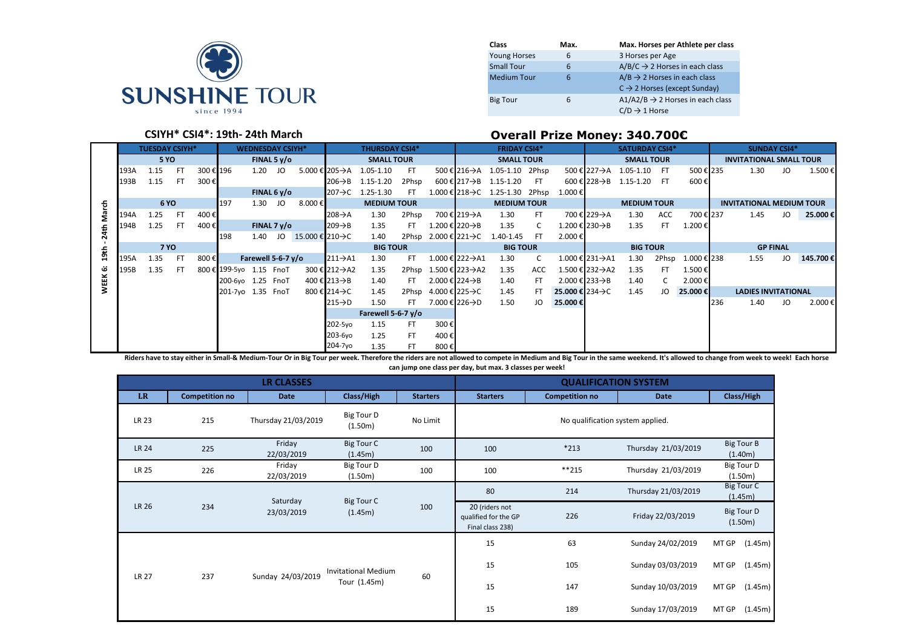**SUNSHINE TOUR**
since 1994

| Class | Max. | Max. Horses per Athlete per class |
|---|---|---|
| Young Horses | 6 | 3 Horses per Age |
| Small Tour | 6 | A/B/C → 2 Horses in each class |
| Medium Tour | 6 | A/B → 2 Horses in each class<br>C → 2 Horses (except Sunday) |
| Big Tour | 6 | A1/A2/B → 2 Horses in each class<br>C/D → 1 Horse |

## CSIYH* CSI4*: 19th- 24th March

## Overall Prize Money: 340.700€

**WEEK 6: 19th - 24th March**

**TUESDAY CSIYH***

| No | Height | Type | Prize |
|---|---|---|---|
| **5 YO** | | | |
| 193A | 1.15 | FT | 300 € |
| 193B | 1.15 | FT | 300 € |
| **6 YO** | | | |
| 194A | 1.25 | FT | 400 € |
| 194B | 1.25 | FT | 400 € |
| **7 YO** | | | |
| 195A | 1.35 | FT | 800 € |
| 195B | 1.35 | FT | 800 € |

**WEDNESDAY CSIYH***

| No | Height | Type | Prize |
|---|---|---|---|
| **FINAL 5 y/o** | | | |
| 196 | 1.20 | JO | 5.000 € |
| **FINAL 6 y/o** | | | |
| 197 | 1.30 | JO | 8.000 € |
| **FINAL 7 y/o** | | | |
| 198 | 1.40 | JO | 15.000 € |
| **Farewell 5-6-7 y/o** | | | |
| 199-5yo | 1.15 | FnoT | 300 € |
| 200-6yo | 1.25 | FnoT | 400 € |
| 201-7yo | 1.35 | FnoT | 800 € |

**THURSDAY CSI4***

| No | Height | Type | Prize |
|---|---|---|---|
| **SMALL TOUR** | | | |
| 205→A | 1.05-1.10 | FT | 500 € |
| 206→B | 1.15-1.20 | 2Phsp | 600 € |
| 207→C | 1.25-1.30 | FT | 1.000 € |
| **MEDIUM TOUR** | | | |
| 208→A | 1.30 | 2Phsp | 700 € |
| 209→B | 1.35 | FT | 1.200 € |
| 210→C | 1.40 | 2Phsp | 2.000 € |
| **BIG TOUR** | | | |
| 211→A1 | 1.30 | FT | 1.000 € |
| 212→A2 | 1.35 | 2Phsp | 1.500 € |
| 213→B | 1.40 | FT | 2.000 € |
| 214→C | 1.45 | 2Phsp | 4.000 € |
| 215→D | 1.50 | FT | 7.000 € |
| **Farewell 5-6-7 y/o** | | | |
| 202-5yo | 1.15 | FT | 300 € |
| 203-6yo | 1.25 | FT | 400 € |
| 204-7yo | 1.35 | FT | 800 € |

**FRIDAY CSI4***

| No | Height | Type | Prize |
|---|---|---|---|
| **SMALL TOUR** | | | |
| 216→A | 1.05-1.10 | 2Phsp | 500 € |
| 217→B | 1.15-1.20 | FT | 600 € |
| 218→C | 1.25-1.30 | 2Phsp | 1.000 € |
| **MEDIUM TOUR** | | | |
| 219→A | 1.30 | FT | 700 € |
| 220→B | 1.35 | C | 1.200 € |
| 221→C | 1.40-1.45 | FT | 2.000 € |
| **BIG TOUR** | | | |
| 222→A1 | 1.30 | C | 1.000 € |
| 223→A2 | 1.35 | ACC | 1.500 € |
| 224→B | 1.40 | FT | 2.000 € |
| 225→C | 1.45 | FT | 25.000 € |
| 226→D | 1.50 | JO | 25.000 € |

**SATURDAY CSI4***

| No | Height | Type | Prize |
|---|---|---|---|
| **SMALL TOUR** | | | |
| 227→A | 1.05-1.10 | FT | 500 € |
| 228→B | 1.15-1.20 | FT | 600 € |
| **MEDIUM TOUR** | | | |
| 229→A | 1.30 | ACC | 700 € |
| 230→B | 1.35 | FT | 1.200 € |
| **BIG TOUR** | | | |
| 231→A1 | 1.30 | 2Phsp | 1.000 € |
| 232→A2 | 1.35 | FT | 1.500 € |
| 233→B | 1.40 | C | 2.000 € |
| 234→C | 1.45 | JO | 25.000 € |

**SUNDAY CSI4***

| No | Height | Type | Prize |
|---|---|---|---|
| **INVITATIONAL SMALL TOUR** | | | |
| 235 | 1.30 | JO | 1.500 € |
| **INVITATIONAL MEDIUM TOUR** | | | |
| 237 | 1.45 | JO | 25.000 € |
| **GP FINAL** | | | |
| 238 | 1.55 | JO | 145.700 € |
| **LADIES INVITATIONAL** | | | |
| 236 | 1.40 | JO | 2.000 € |

**Riders have to stay either in Small-& Medium-Tour Or in Big Tour per week. Therefore the riders are not allowed to compete in Medium and Big Tour in the same weekend. It's allowed to change from week to week! Each horse can jump one class per day, but max. 3 classes per week!**

| LR CLASSES | | | | | QUALIFICATION SYSTEM | | | |
|---|---|---|---|---|---|---|---|---|
| **LR** | **Competition no** | **Date** | **Class/High** | **Starters** | **Starters** | **Competition no** | **Date** | **Class/High** |
| LR 23 | 215 | Thursday 21/03/2019 | Big Tour D (1.50m) | No Limit | No qualification system applied. | | | |
| LR 24 | 225 | Friday 22/03/2019 | Big Tour C (1.45m) | 100 | 100 | *213 | Thursday 21/03/2019 | Big Tour B (1.40m) |
| LR 25 | 226 | Friday 22/03/2019 | Big Tour D (1.50m) | 100 | 100 | **215 | Thursday 21/03/2019 | Big Tour D (1.50m) |
| LR 26 | 234 | Saturday 23/03/2019 | Big Tour C (1.45m) | 100 | 80 | 214 | Thursday 21/03/2019 | Big Tour C (1.45m) |
| | | | | | 20 (riders not qualified for the GP Final class 238) | 226 | Friday 22/03/2019 | Big Tour D (1.50m) |
| LR 27 | 237 | Sunday 24/03/2019 | Invitational Medium Tour (1.45m) | 60 | 15 | 63 | Sunday 24/02/2019 | MT GP (1.45m) |
| | | | | | 15 | 105 | Sunday 03/03/2019 | MT GP (1.45m) |
| | | | | | 15 | 147 | Sunday 10/03/2019 | MT GP (1.45m) |
| | | | | | 15 | 189 | Sunday 17/03/2019 | MT GP (1.45m) |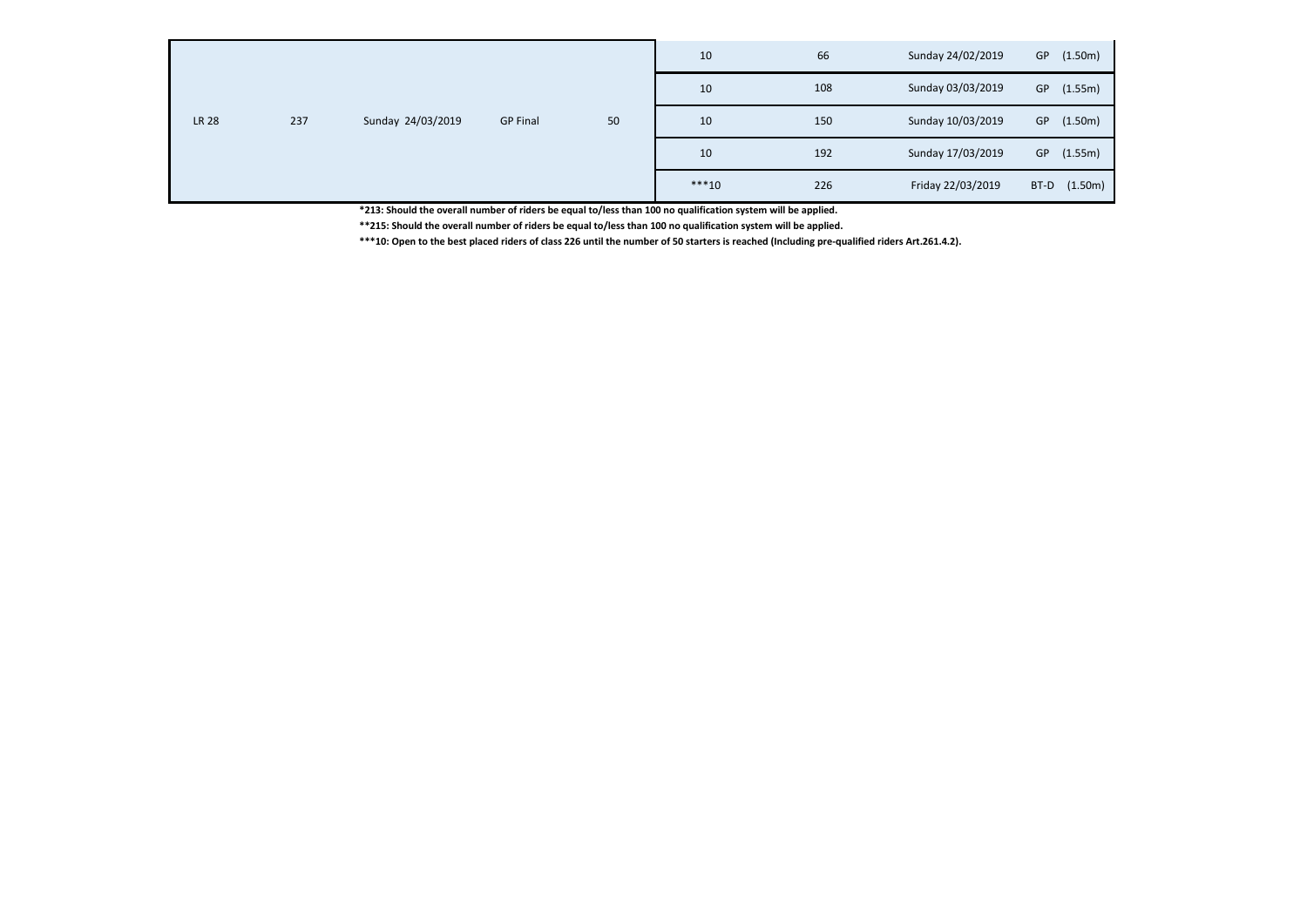| | | | | | | | | |
|---|---|---|---|---|---|---|---|---|
| LR 28 | 237 | Sunday 24/03/2019 | GP Final | 50 | 10 | 66 | Sunday 24/02/2019 | GP (1.50m) |
| | | | | | 10 | 108 | Sunday 03/03/2019 | GP (1.55m) |
| | | | | | 10 | 150 | Sunday 10/03/2019 | GP (1.50m) |
| | | | | | 10 | 192 | Sunday 17/03/2019 | GP (1.55m) |
| | | | | | ***10 | 226 | Friday 22/03/2019 | BT-D (1.50m) |

**\*213: Should the overall number of riders be equal to/less than 100 no qualification system will be applied.**

**\*\*215: Should the overall number of riders be equal to/less than 100 no qualification system will be applied.**

**\*\*\*10: Open to the best placed riders of class 226 until the number of 50 starters is reached (Including pre-qualified riders Art.261.4.2).**